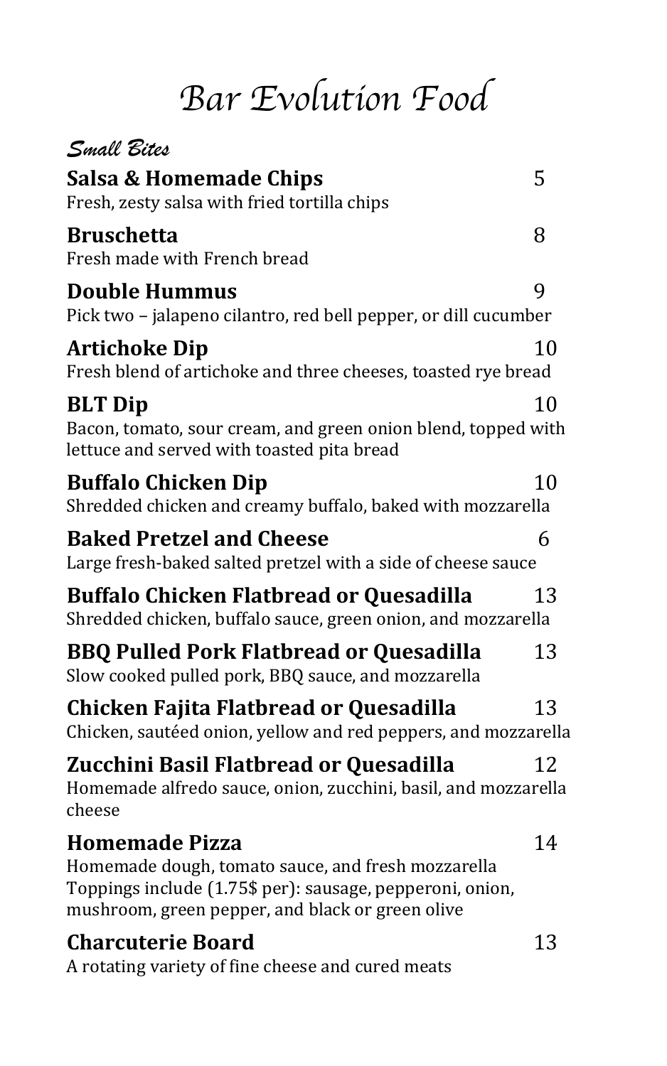# *Bar Evolution Food*

## *Small Bites*

**Salsa & Homemade Chips** 5
Fresh, zesty salsa with fried tortilla chips

**Bruschetta** 8
Fresh made with French bread

**Double Hummus** 9
Pick two – jalapeno cilantro, red bell pepper, or dill cucumber

**Artichoke Dip** 10
Fresh blend of artichoke and three cheeses, toasted rye bread

**BLT Dip** 10
Bacon, tomato, sour cream, and green onion blend, topped with lettuce and served with toasted pita bread

**Buffalo Chicken Dip** 10
Shredded chicken and creamy buffalo, baked with mozzarella

**Baked Pretzel and Cheese** 6
Large fresh-baked salted pretzel with a side of cheese sauce

**Buffalo Chicken Flatbread or Quesadilla** 13
Shredded chicken, buffalo sauce, green onion, and mozzarella

**BBQ Pulled Pork Flatbread or Quesadilla** 13
Slow cooked pulled pork, BBQ sauce, and mozzarella

**Chicken Fajita Flatbread or Quesadilla** 13
Chicken, sautéed onion, yellow and red peppers, and mozzarella

**Zucchini Basil Flatbread or Quesadilla** 12
Homemade alfredo sauce, onion, zucchini, basil, and mozzarella cheese

**Homemade Pizza** 14
Homemade dough, tomato sauce, and fresh mozzarella
Toppings include (1.75$ per): sausage, pepperoni, onion, mushroom, green pepper, and black or green olive

**Charcuterie Board** 13
A rotating variety of fine cheese and cured meats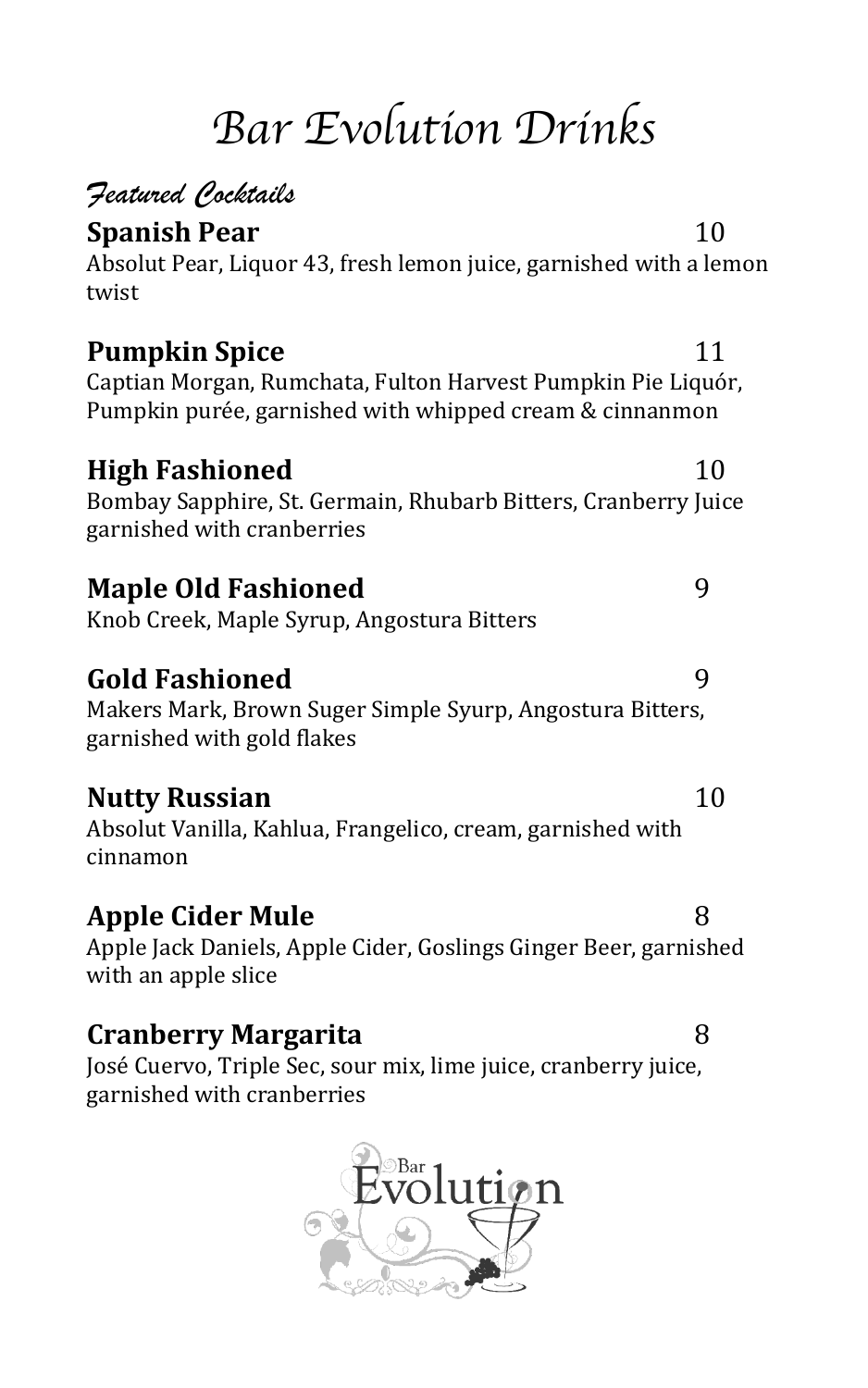# Bar Evolution Drinks

## *Featured Cocktails*

**Spanish Pear** 10

Absolut Pear, Liquor 43, fresh lemon juice, garnished with a lemon twist

**Pumpkin Spice** 11

Captian Morgan, Rumchata, Fulton Harvest Pumpkin Pie Liquór, Pumpkin purée, garnished with whipped cream & cinnanmon

**High Fashioned** 10

Bombay Sapphire, St. Germain, Rhubarb Bitters, Cranberry Juice garnished with cranberries

**Maple Old Fashioned** 9

Knob Creek, Maple Syrup, Angostura Bitters

**Gold Fashioned** 9

Makers Mark, Brown Suger Simple Syurp, Angostura Bitters, garnished with gold flakes

**Nutty Russian** 10

Absolut Vanilla, Kahlua, Frangelico, cream, garnished with cinnamon

**Apple Cider Mule** 8

Apple Jack Daniels, Apple Cider, Goslings Ginger Beer, garnished with an apple slice

**Cranberry Margarita** 8

José Cuervo, Triple Sec, sour mix, lime juice, cranberry juice, garnished with cranberries

Bar Evolution